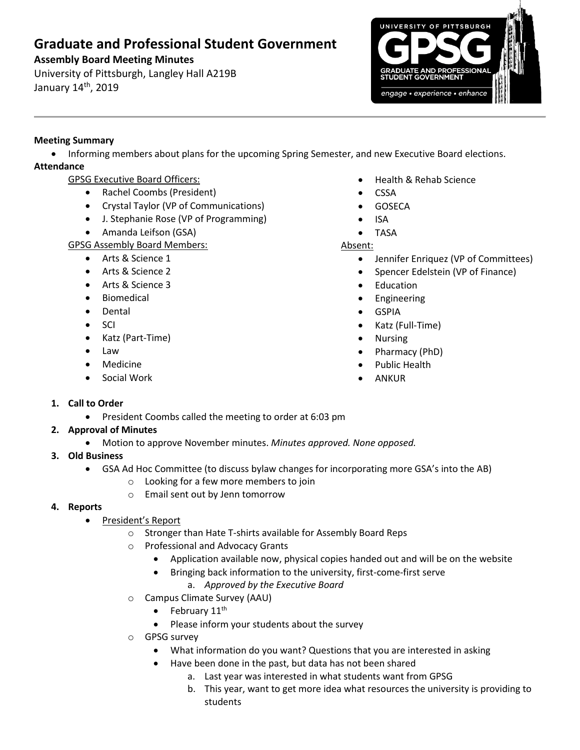# Graduate and Professional Student Government

**Assembly Board Meeting Minutes**

University of Pittsburgh, Langley Hall A219B

January 14th, 2019

**Meeting Summary**

- Informing members about plans for the upcoming Spring Semester, and new Executive Board elections.

**Attendance**

GPSG Executive Board Officers:

- Rachel Coombs (President)
- Crystal Taylor (VP of Communications)
- J. Stephanie Rose (VP of Programming)
- Amanda Leifson (GSA)

GPSG Assembly Board Members:

- Arts & Science 1
- Arts & Science 2
- Arts & Science 3
- Biomedical
- Dental
- SCI
- Katz (Part-Time)
- Law
- Medicine
- Social Work
- Health & Rehab Science
- CSSA
- GOSECA
- ISA
- TASA

Absent:

- Jennifer Enriquez (VP of Committees)
- Spencer Edelstein (VP of Finance)
- Education
- Engineering
- GSPIA
- Katz (Full-Time)
- Nursing
- Pharmacy (PhD)
- Public Health
- ANKUR

1. **Call to Order**
   - President Coombs called the meeting to order at 6:03 pm
2. **Approval of Minutes**
   - Motion to approve November minutes. *Minutes approved. None opposed.*
3. **Old Business**
   - GSA Ad Hoc Committee (to discuss bylaw changes for incorporating more GSA's into the AB)
     - Looking for a few more members to join
     - Email sent out by Jenn tomorrow
4. **Reports**
   - President's Report
     - Stronger than Hate T-shirts available for Assembly Board Reps
     - Professional and Advocacy Grants
       - Application available now, physical copies handed out and will be on the website
       - Bringing back information to the university, first-come-first serve
         a. *Approved by the Executive Board*
     - Campus Climate Survey (AAU)
       - February 11th
       - Please inform your students about the survey
     - GPSG survey
       - What information do you want? Questions that you are interested in asking
       - Have been done in the past, but data has not been shared
         a. Last year was interested in what students want from GPSG
         b. This year, want to get more idea what resources the university is providing to students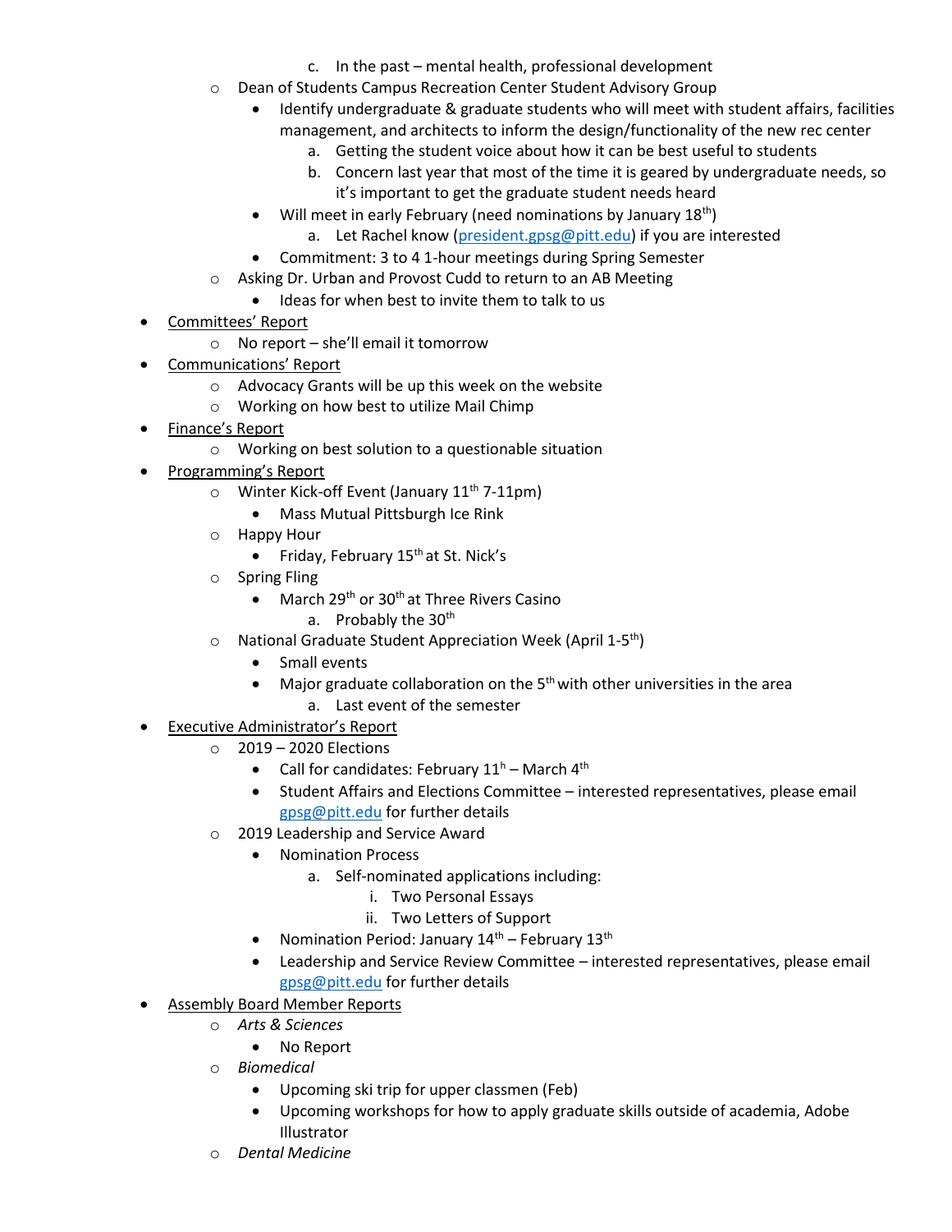c. In the past – mental health, professional development

- Dean of Students Campus Recreation Center Student Advisory Group
  - Identify undergraduate & graduate students who will meet with student affairs, facilities management, and architects to inform the design/functionality of the new rec center
    a. Getting the student voice about how it can be best useful to students
    b. Concern last year that most of the time it is geared by undergraduate needs, so it's important to get the graduate student needs heard
  - Will meet in early February (need nominations by January 18th)
    a. Let Rachel know (president.gpsg@pitt.edu) if you are interested
  - Commitment: 3 to 4 1-hour meetings during Spring Semester
- Asking Dr. Urban and Provost Cudd to return to an AB Meeting
  - Ideas for when best to invite them to talk to us

- Committees' Report
  - No report – she'll email it tomorrow
- Communications' Report
  - Advocacy Grants will be up this week on the website
  - Working on how best to utilize Mail Chimp
- Finance's Report
  - Working on best solution to a questionable situation
- Programming's Report
  - Winter Kick-off Event (January 11th 7-11pm)
    - Mass Mutual Pittsburgh Ice Rink
  - Happy Hour
    - Friday, February 15th at St. Nick's
  - Spring Fling
    - March 29th or 30th at Three Rivers Casino
      a. Probably the 30th
  - National Graduate Student Appreciation Week (April 1-5th)
    - Small events
    - Major graduate collaboration on the 5th with other universities in the area
      a. Last event of the semester
- Executive Administrator's Report
  - 2019 – 2020 Elections
    - Call for candidates: February 11h – March 4th
    - Student Affairs and Elections Committee – interested representatives, please email gpsg@pitt.edu for further details
  - 2019 Leadership and Service Award
    - Nomination Process
      a. Self-nominated applications including:
         i. Two Personal Essays
         ii. Two Letters of Support
    - Nomination Period: January 14th – February 13th
    - Leadership and Service Review Committee – interested representatives, please email gpsg@pitt.edu for further details
- Assembly Board Member Reports
  - *Arts & Sciences*
    - No Report
  - *Biomedical*
    - Upcoming ski trip for upper classmen (Feb)
    - Upcoming workshops for how to apply graduate skills outside of academia, Adobe Illustrator
  - *Dental Medicine*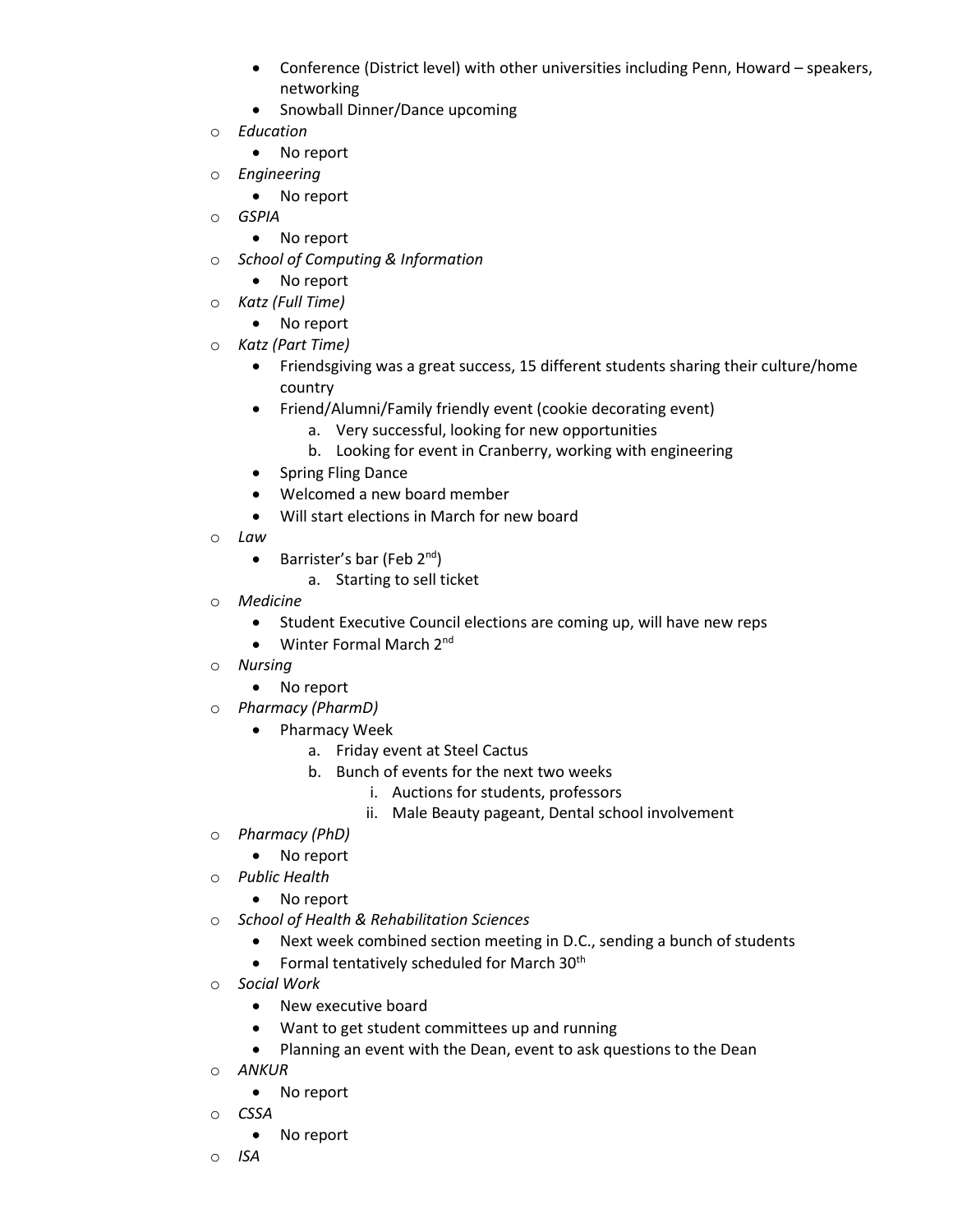- Conference (District level) with other universities including Penn, Howard – speakers, networking
- Snowball Dinner/Dance upcoming

- *Education*
  - No report
- *Engineering*
  - No report
- *GSPIA*
  - No report
- *School of Computing & Information*
  - No report
- *Katz (Full Time)*
  - No report
- *Katz (Part Time)*
  - Friendsgiving was a great success, 15 different students sharing their culture/home country
  - Friend/Alumni/Family friendly event (cookie decorating event)
    a. Very successful, looking for new opportunities
    b. Looking for event in Cranberry, working with engineering
  - Spring Fling Dance
  - Welcomed a new board member
  - Will start elections in March for new board
- *Law*
  - Barrister's bar (Feb 2nd)
    a. Starting to sell ticket
- *Medicine*
  - Student Executive Council elections are coming up, will have new reps
  - Winter Formal March 2nd
- *Nursing*
  - No report
- *Pharmacy (PharmD)*
  - Pharmacy Week
    a. Friday event at Steel Cactus
    b. Bunch of events for the next two weeks
       i. Auctions for students, professors
       ii. Male Beauty pageant, Dental school involvement
- *Pharmacy (PhD)*
  - No report
- *Public Health*
  - No report
- *School of Health & Rehabilitation Sciences*
  - Next week combined section meeting in D.C., sending a bunch of students
  - Formal tentatively scheduled for March 30th
- *Social Work*
  - New executive board
  - Want to get student committees up and running
  - Planning an event with the Dean, event to ask questions to the Dean
- *ANKUR*
  - No report
- *CSSA*
  - No report
- *ISA*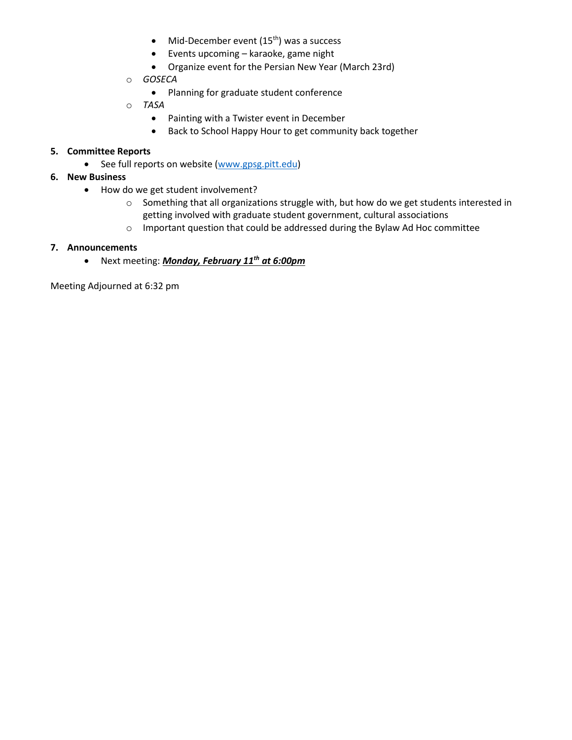- Mid-December event (15th) was a success
        - Events upcoming – karaoke, game night
        - Organize event for the Persian New Year (March 23rd)
    - *GOSECA*
        - Planning for graduate student conference
    - *TASA*
        - Painting with a Twister event in December
        - Back to School Happy Hour to get community back together

**5. Committee Reports**

- See full reports on website (www.gpsg.pitt.edu)

**6. New Business**

- How do we get student involvement?
    - Something that all organizations struggle with, but how do we get students interested in getting involved with graduate student government, cultural associations
    - Important question that could be addressed during the Bylaw Ad Hoc committee

**7. Announcements**

- Next meeting: ***Monday, February 11th at 6:00pm***

Meeting Adjourned at 6:32 pm